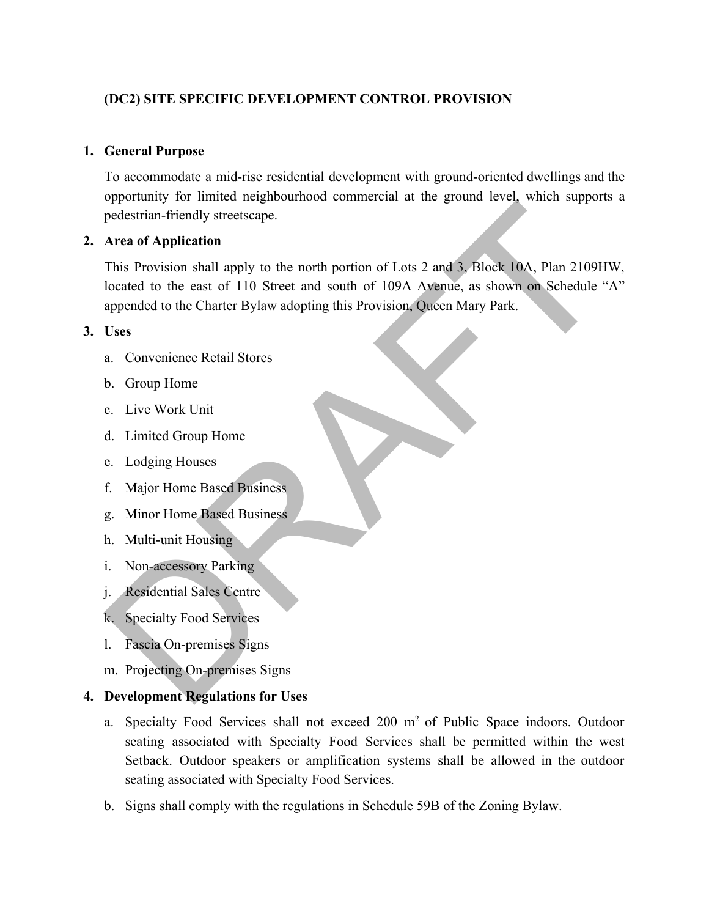## (DC2) SITE SPECIFIC DEVELOPMENT CONTROL PROVISION

1. **General Purpose**

   To accommodate a mid-rise residential development with ground-oriented dwellings and the opportunity for limited neighbourhood commercial at the ground level, which supports a pedestrian-friendly streetscape.

2. **Area of Application**

   This Provision shall apply to the north portion of Lots 2 and 3, Block 10A, Plan 2109HW, located to the east of 110 Street and south of 109A Avenue, as shown on Schedule "A" appended to the Charter Bylaw adopting this Provision, Queen Mary Park.

3. **Uses**

   a. Convenience Retail Stores

   b. Group Home

   c. Live Work Unit

   d. Limited Group Home

   e. Lodging Houses

   f. Major Home Based Business

   g. Minor Home Based Business

   h. Multi-unit Housing

   i. Non-accessory Parking

   j. Residential Sales Centre

   k. Specialty Food Services

   l. Fascia On-premises Signs

   m. Projecting On-premises Signs

4. **Development Regulations for Uses**

   a. Specialty Food Services shall not exceed 200 m$^2$ of Public Space indoors. Outdoor seating associated with Specialty Food Services shall be permitted within the west Setback. Outdoor speakers or amplification systems shall be allowed in the outdoor seating associated with Specialty Food Services.

   b. Signs shall comply with the regulations in Schedule 59B of the Zoning Bylaw.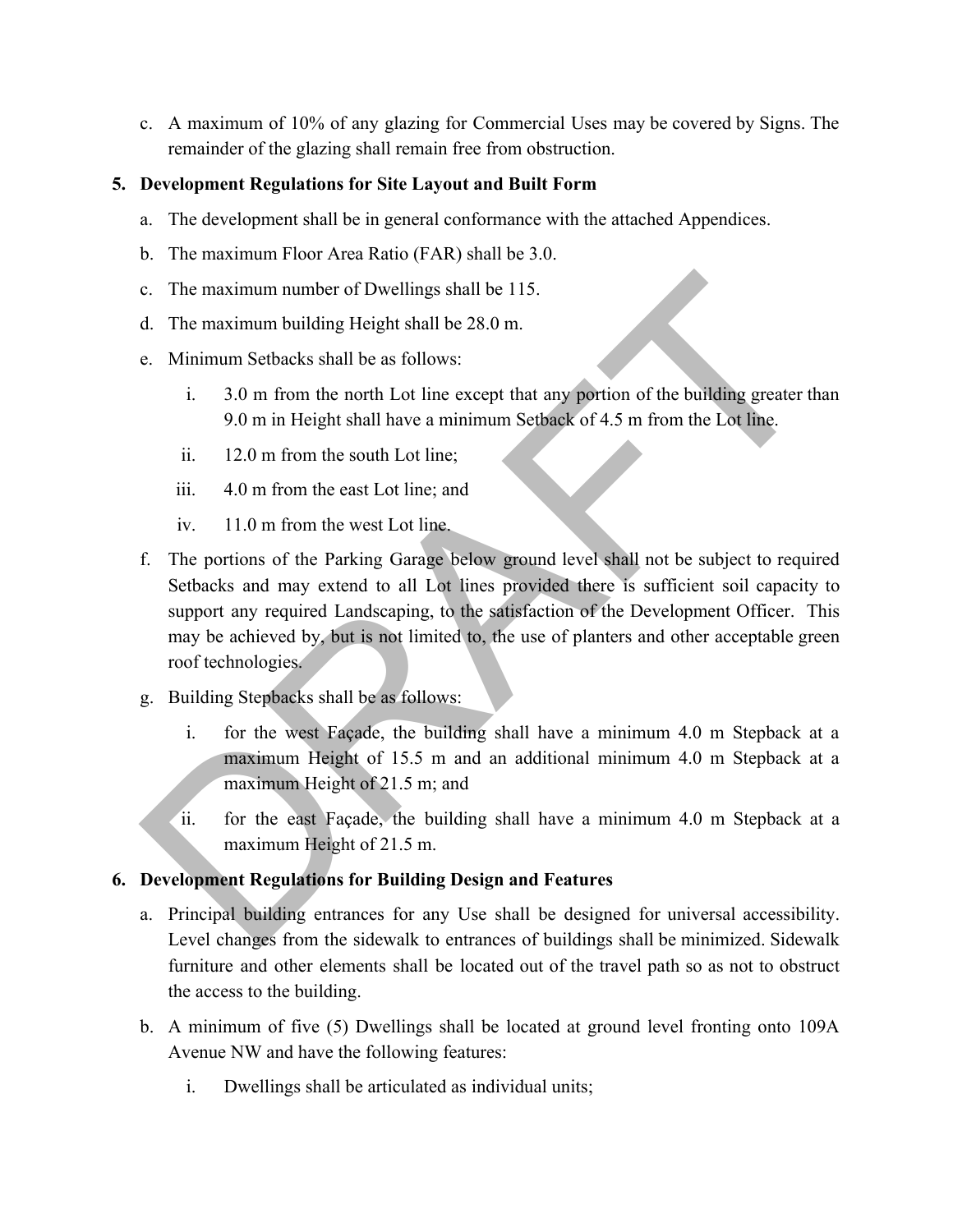c. A maximum of 10% of any glazing for Commercial Uses may be covered by Signs. The remainder of the glazing shall remain free from obstruction.

**5. Development Regulations for Site Layout and Built Form**

a. The development shall be in general conformance with the attached Appendices.

b. The maximum Floor Area Ratio (FAR) shall be 3.0.

c. The maximum number of Dwellings shall be 115.

d. The maximum building Height shall be 28.0 m.

e. Minimum Setbacks shall be as follows:

  i. 3.0 m from the north Lot line except that any portion of the building greater than 9.0 m in Height shall have a minimum Setback of 4.5 m from the Lot line.

  ii. 12.0 m from the south Lot line;

  iii. 4.0 m from the east Lot line; and

  iv. 11.0 m from the west Lot line.

f. The portions of the Parking Garage below ground level shall not be subject to required Setbacks and may extend to all Lot lines provided there is sufficient soil capacity to support any required Landscaping, to the satisfaction of the Development Officer. This may be achieved by, but is not limited to, the use of planters and other acceptable green roof technologies.

g. Building Stepbacks shall be as follows:

  i. for the west Façade, the building shall have a minimum 4.0 m Stepback at a maximum Height of 15.5 m and an additional minimum 4.0 m Stepback at a maximum Height of 21.5 m; and

  ii. for the east Façade, the building shall have a minimum 4.0 m Stepback at a maximum Height of 21.5 m.

**6. Development Regulations for Building Design and Features**

a. Principal building entrances for any Use shall be designed for universal accessibility. Level changes from the sidewalk to entrances of buildings shall be minimized. Sidewalk furniture and other elements shall be located out of the travel path so as not to obstruct the access to the building.

b. A minimum of five (5) Dwellings shall be located at ground level fronting onto 109A Avenue NW and have the following features:

  i. Dwellings shall be articulated as individual units;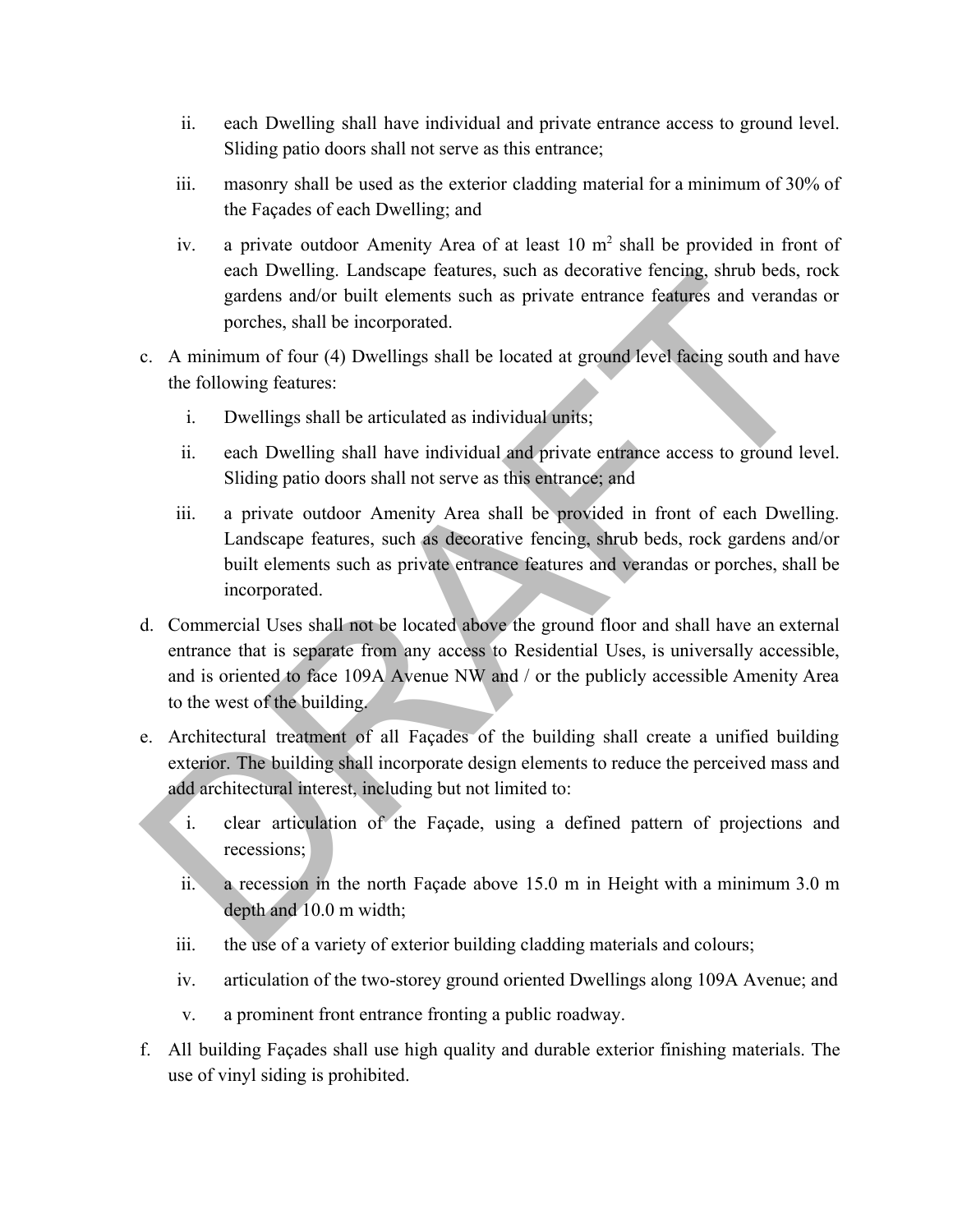ii. each Dwelling shall have individual and private entrance access to ground level. Sliding patio doors shall not serve as this entrance;

   iii. masonry shall be used as the exterior cladding material for a minimum of 30% of the Façades of each Dwelling; and

   iv. a private outdoor Amenity Area of at least 10 $m^2$ shall be provided in front of each Dwelling. Landscape features, such as decorative fencing, shrub beds, rock gardens and/or built elements such as private entrance features and verandas or porches, shall be incorporated.

c. A minimum of four (4) Dwellings shall be located at ground level facing south and have the following features:

   i. Dwellings shall be articulated as individual units;

   ii. each Dwelling shall have individual and private entrance access to ground level. Sliding patio doors shall not serve as this entrance; and

   iii. a private outdoor Amenity Area shall be provided in front of each Dwelling. Landscape features, such as decorative fencing, shrub beds, rock gardens and/or built elements such as private entrance features and verandas or porches, shall be incorporated.

d. Commercial Uses shall not be located above the ground floor and shall have an external entrance that is separate from any access to Residential Uses, is universally accessible, and is oriented to face 109A Avenue NW and / or the publicly accessible Amenity Area to the west of the building.

e. Architectural treatment of all Façades of the building shall create a unified building exterior. The building shall incorporate design elements to reduce the perceived mass and add architectural interest, including but not limited to:

   i. clear articulation of the Façade, using a defined pattern of projections and recessions;

   ii. a recession in the north Façade above 15.0 m in Height with a minimum 3.0 m depth and 10.0 m width;

   iii. the use of a variety of exterior building cladding materials and colours;

   iv. articulation of the two-storey ground oriented Dwellings along 109A Avenue; and

   v. a prominent front entrance fronting a public roadway.

f. All building Façades shall use high quality and durable exterior finishing materials. The use of vinyl siding is prohibited.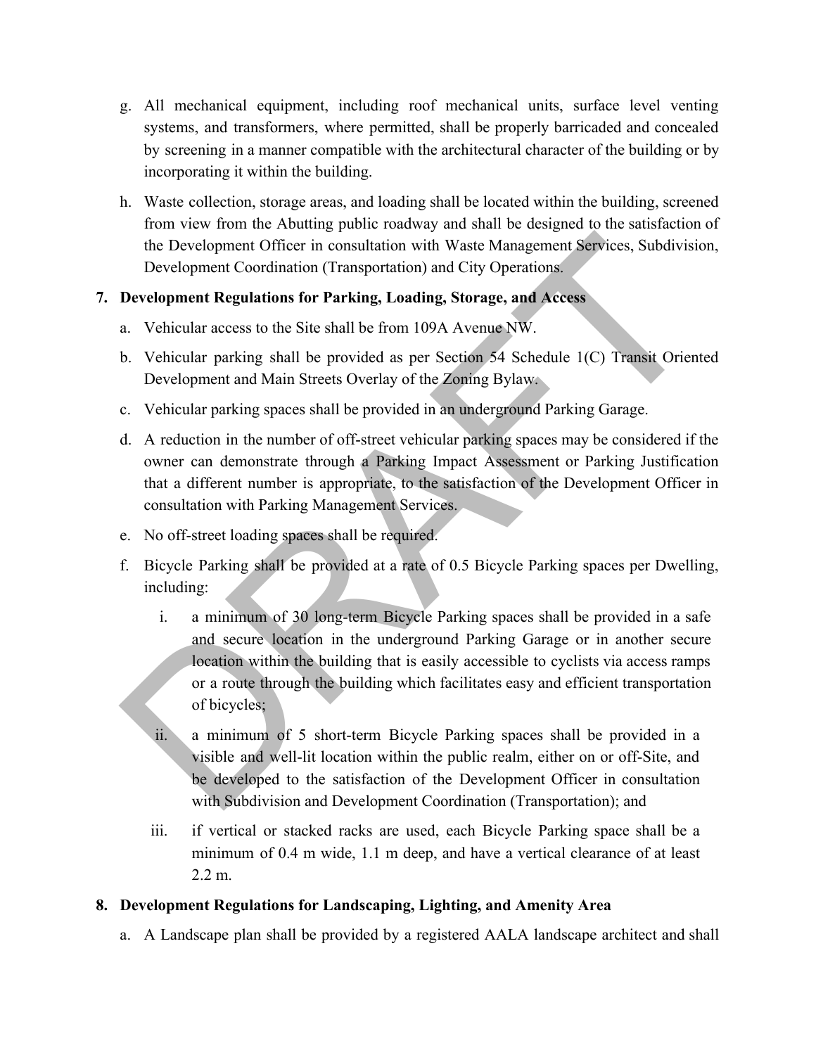g. All mechanical equipment, including roof mechanical units, surface level venting systems, and transformers, where permitted, shall be properly barricaded and concealed by screening in a manner compatible with the architectural character of the building or by incorporating it within the building.

h. Waste collection, storage areas, and loading shall be located within the building, screened from view from the Abutting public roadway and shall be designed to the satisfaction of the Development Officer in consultation with Waste Management Services, Subdivision, Development Coordination (Transportation) and City Operations.

**7. Development Regulations for Parking, Loading, Storage, and Access**

a. Vehicular access to the Site shall be from 109A Avenue NW.

b. Vehicular parking shall be provided as per Section 54 Schedule 1(C) Transit Oriented Development and Main Streets Overlay of the Zoning Bylaw.

c. Vehicular parking spaces shall be provided in an underground Parking Garage.

d. A reduction in the number of off-street vehicular parking spaces may be considered if the owner can demonstrate through a Parking Impact Assessment or Parking Justification that a different number is appropriate, to the satisfaction of the Development Officer in consultation with Parking Management Services.

e. No off-street loading spaces shall be required.

f. Bicycle Parking shall be provided at a rate of 0.5 Bicycle Parking spaces per Dwelling, including:

   i. a minimum of 30 long-term Bicycle Parking spaces shall be provided in a safe and secure location in the underground Parking Garage or in another secure location within the building that is easily accessible to cyclists via access ramps or a route through the building which facilitates easy and efficient transportation of bicycles;

   ii. a minimum of 5 short-term Bicycle Parking spaces shall be provided in a visible and well-lit location within the public realm, either on or off-Site, and be developed to the satisfaction of the Development Officer in consultation with Subdivision and Development Coordination (Transportation); and

   iii. if vertical or stacked racks are used, each Bicycle Parking space shall be a minimum of 0.4 m wide, 1.1 m deep, and have a vertical clearance of at least 2.2 m.

**8. Development Regulations for Landscaping, Lighting, and Amenity Area**

a. A Landscape plan shall be provided by a registered AALA landscape architect and shall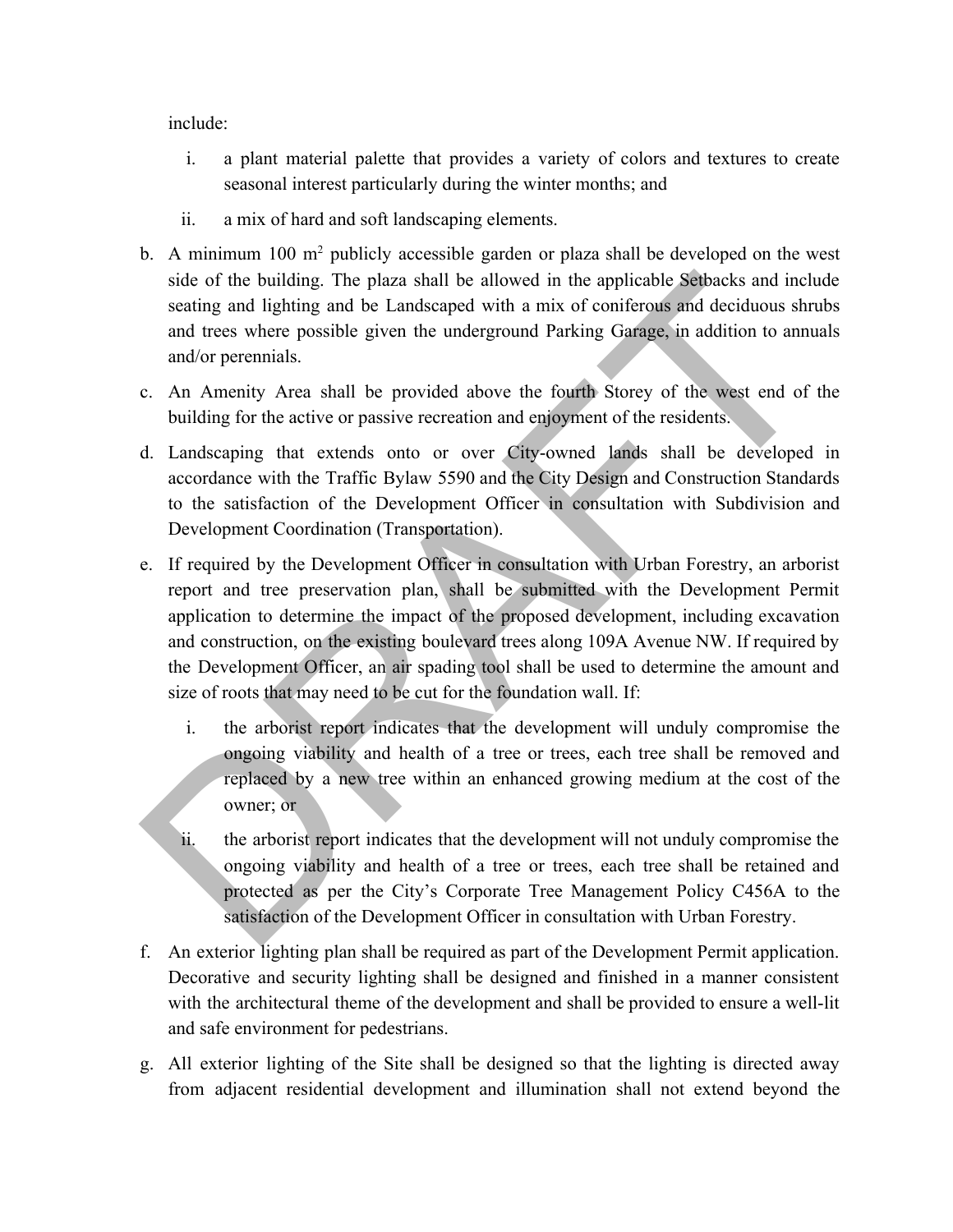include:

i. a plant material palette that provides a variety of colors and textures to create seasonal interest particularly during the winter months; and

ii. a mix of hard and soft landscaping elements.

b. A minimum 100 $m^2$ publicly accessible garden or plaza shall be developed on the west side of the building. The plaza shall be allowed in the applicable Setbacks and include seating and lighting and be Landscaped with a mix of coniferous and deciduous shrubs and trees where possible given the underground Parking Garage, in addition to annuals and/or perennials.

c. An Amenity Area shall be provided above the fourth Storey of the west end of the building for the active or passive recreation and enjoyment of the residents.

d. Landscaping that extends onto or over City-owned lands shall be developed in accordance with the Traffic Bylaw 5590 and the City Design and Construction Standards to the satisfaction of the Development Officer in consultation with Subdivision and Development Coordination (Transportation).

e. If required by the Development Officer in consultation with Urban Forestry, an arborist report and tree preservation plan, shall be submitted with the Development Permit application to determine the impact of the proposed development, including excavation and construction, on the existing boulevard trees along 109A Avenue NW. If required by the Development Officer, an air spading tool shall be used to determine the amount and size of roots that may need to be cut for the foundation wall. If:

   i. the arborist report indicates that the development will unduly compromise the ongoing viability and health of a tree or trees, each tree shall be removed and replaced by a new tree within an enhanced growing medium at the cost of the owner; or

   ii. the arborist report indicates that the development will not unduly compromise the ongoing viability and health of a tree or trees, each tree shall be retained and protected as per the City's Corporate Tree Management Policy C456A to the satisfaction of the Development Officer in consultation with Urban Forestry.

f. An exterior lighting plan shall be required as part of the Development Permit application. Decorative and security lighting shall be designed and finished in a manner consistent with the architectural theme of the development and shall be provided to ensure a well-lit and safe environment for pedestrians.

g. All exterior lighting of the Site shall be designed so that the lighting is directed away from adjacent residential development and illumination shall not extend beyond the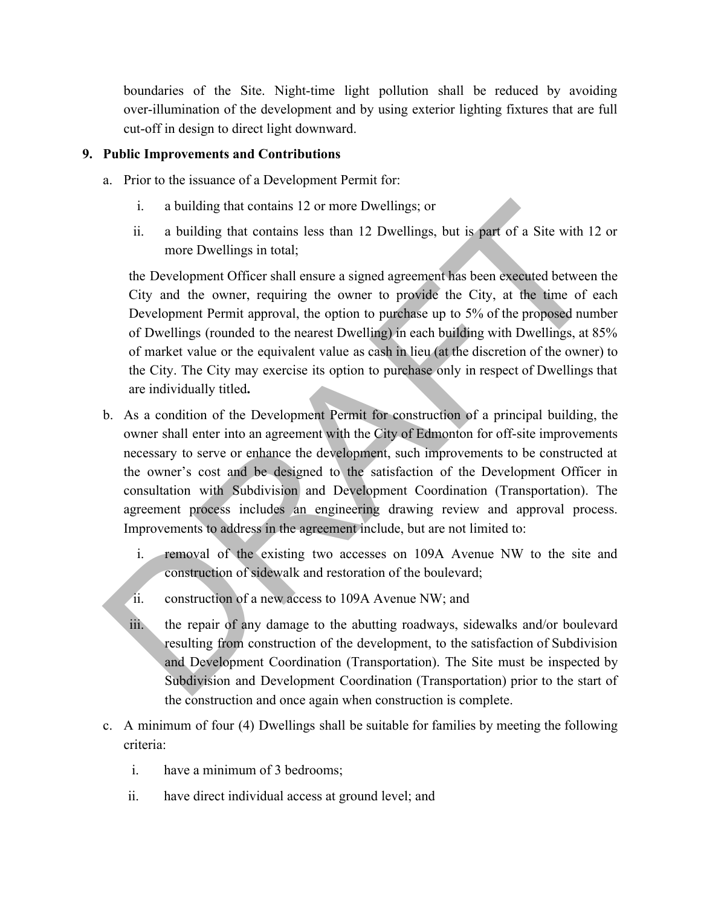boundaries of the Site. Night-time light pollution shall be reduced by avoiding over-illumination of the development and by using exterior lighting fixtures that are full cut-off in design to direct light downward.

**9. Public Improvements and Contributions**

a. Prior to the issuance of a Development Permit for:

   i. a building that contains 12 or more Dwellings; or

   ii. a building that contains less than 12 Dwellings, but is part of a Site with 12 or more Dwellings in total;

   the Development Officer shall ensure a signed agreement has been executed between the City and the owner, requiring the owner to provide the City, at the time of each Development Permit approval, the option to purchase up to 5% of the proposed number of Dwellings (rounded to the nearest Dwelling) in each building with Dwellings, at 85% of market value or the equivalent value as cash in lieu (at the discretion of the owner) to the City. The City may exercise its option to purchase only in respect of Dwellings that are individually titled**.**

b. As a condition of the Development Permit for construction of a principal building, the owner shall enter into an agreement with the City of Edmonton for off-site improvements necessary to serve or enhance the development, such improvements to be constructed at the owner's cost and be designed to the satisfaction of the Development Officer in consultation with Subdivision and Development Coordination (Transportation). The agreement process includes an engineering drawing review and approval process. Improvements to address in the agreement include, but are not limited to:

   i. removal of the existing two accesses on 109A Avenue NW to the site and construction of sidewalk and restoration of the boulevard;

   ii. construction of a new access to 109A Avenue NW; and

   iii. the repair of any damage to the abutting roadways, sidewalks and/or boulevard resulting from construction of the development, to the satisfaction of Subdivision and Development Coordination (Transportation). The Site must be inspected by Subdivision and Development Coordination (Transportation) prior to the start of the construction and once again when construction is complete.

c. A minimum of four (4) Dwellings shall be suitable for families by meeting the following criteria:

   i. have a minimum of 3 bedrooms;

   ii. have direct individual access at ground level; and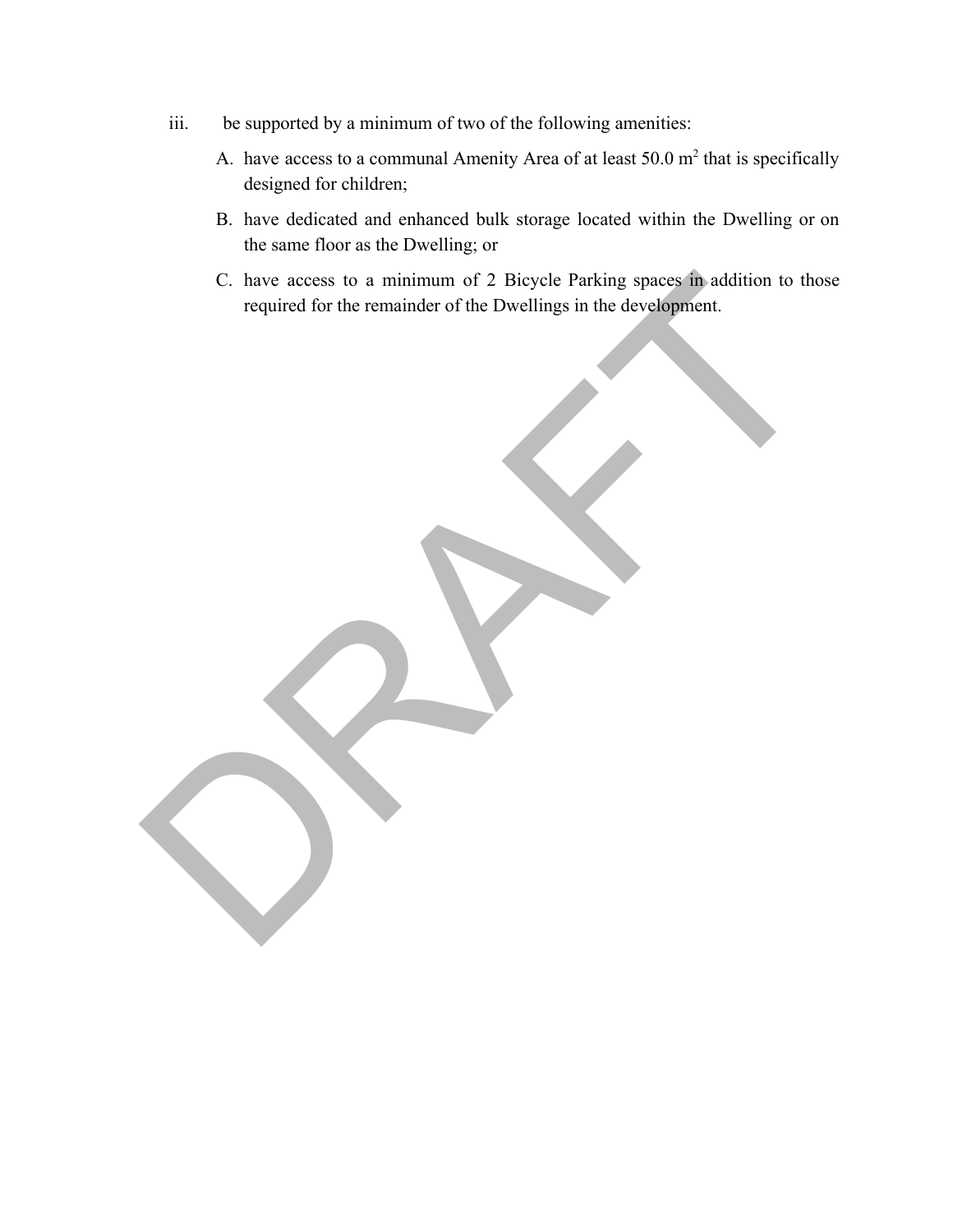iii. be supported by a minimum of two of the following amenities:

   A. have access to a communal Amenity Area of at least 50.0 $m^2$ that is specifically designed for children;

   B. have dedicated and enhanced bulk storage located within the Dwelling or on the same floor as the Dwelling; or

   C. have access to a minimum of 2 Bicycle Parking spaces in addition to those required for the remainder of the Dwellings in the development.